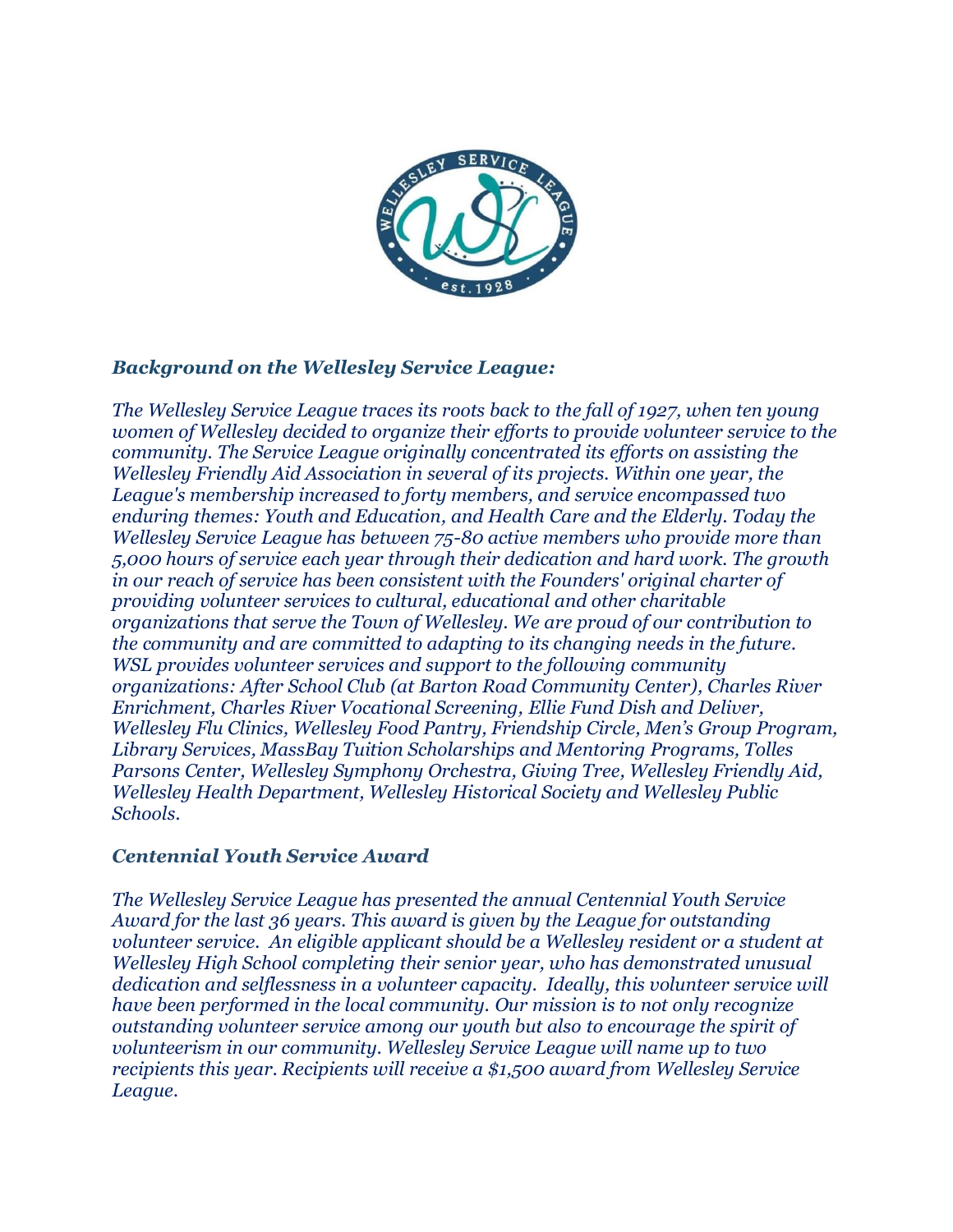## *Background on the Wellesley Service League:*

*The Wellesley Service League traces its roots back to the fall of 1927, when ten young women of Wellesley decided to organize their efforts to provide volunteer service to the community. The Service League originally concentrated its efforts on assisting the Wellesley Friendly Aid Association in several of its projects. Within one year, the League's membership increased to forty members, and service encompassed two enduring themes: Youth and Education, and Health Care and the Elderly. Today the Wellesley Service League has between 75-80 active members who provide more than 5,000 hours of service each year through their dedication and hard work. The growth in our reach of service has been consistent with the Founders' original charter of providing volunteer services to cultural, educational and other charitable organizations that serve the Town of Wellesley. We are proud of our contribution to the community and are committed to adapting to its changing needs in the future. WSL provides volunteer services and support to the following community organizations: After School Club (at Barton Road Community Center), Charles River Enrichment, Charles River Vocational Screening, Ellie Fund Dish and Deliver, Wellesley Flu Clinics, Wellesley Food Pantry, Friendship Circle, Men's Group Program, Library Services, MassBay Tuition Scholarships and Mentoring Programs, Tolles Parsons Center, Wellesley Symphony Orchestra, Giving Tree, Wellesley Friendly Aid, Wellesley Health Department, Wellesley Historical Society and Wellesley Public Schools.*

## *Centennial Youth Service Award*

*The Wellesley Service League has presented the annual Centennial Youth Service Award for the last 36 years. This award is given by the League for outstanding volunteer service. An eligible applicant should be a Wellesley resident or a student at Wellesley High School completing their senior year, who has demonstrated unusual dedication and selflessness in a volunteer capacity. Ideally, this volunteer service will have been performed in the local community. Our mission is to not only recognize outstanding volunteer service among our youth but also to encourage the spirit of volunteerism in our community. Wellesley Service League will name up to two recipients this year. Recipients will receive a $1,500 award from Wellesley Service League.*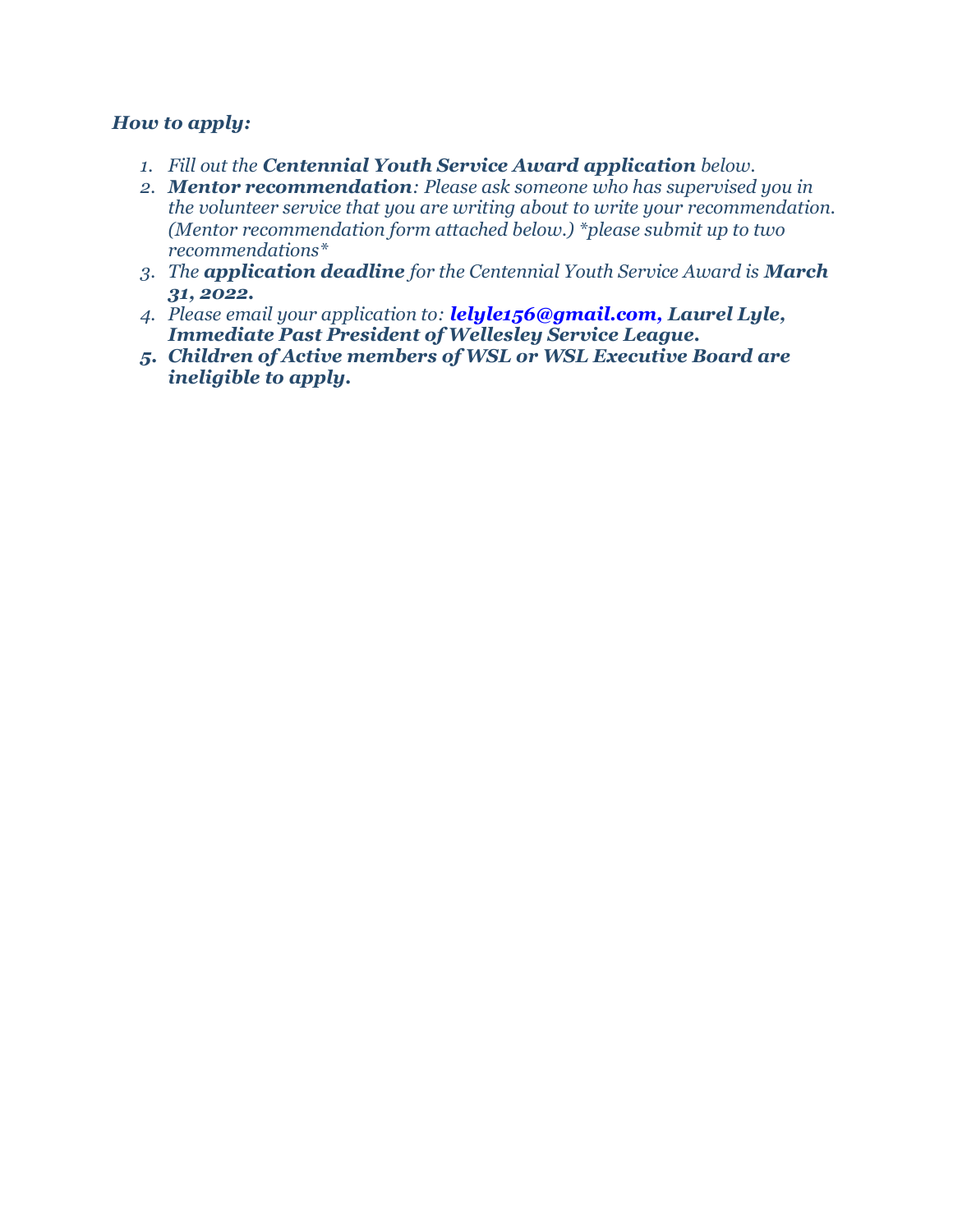***How to apply:***

1. *Fill out the **Centennial Youth Service Award application** below.*
2. ***Mentor recommendation**: Please ask someone who has supervised you in the volunteer service that you are writing about to write your recommendation. (Mentor recommendation form attached below.) *please submit up to two recommendations**
3. *The **application deadline** for the Centennial Youth Service Award is **March 31, 2022.***
4. *Please email your application to: **lelyle156@gmail.com, Laurel Lyle, Immediate Past President of Wellesley Service League.***
5. ***Children of Active members of WSL or WSL Executive Board are ineligible to apply.***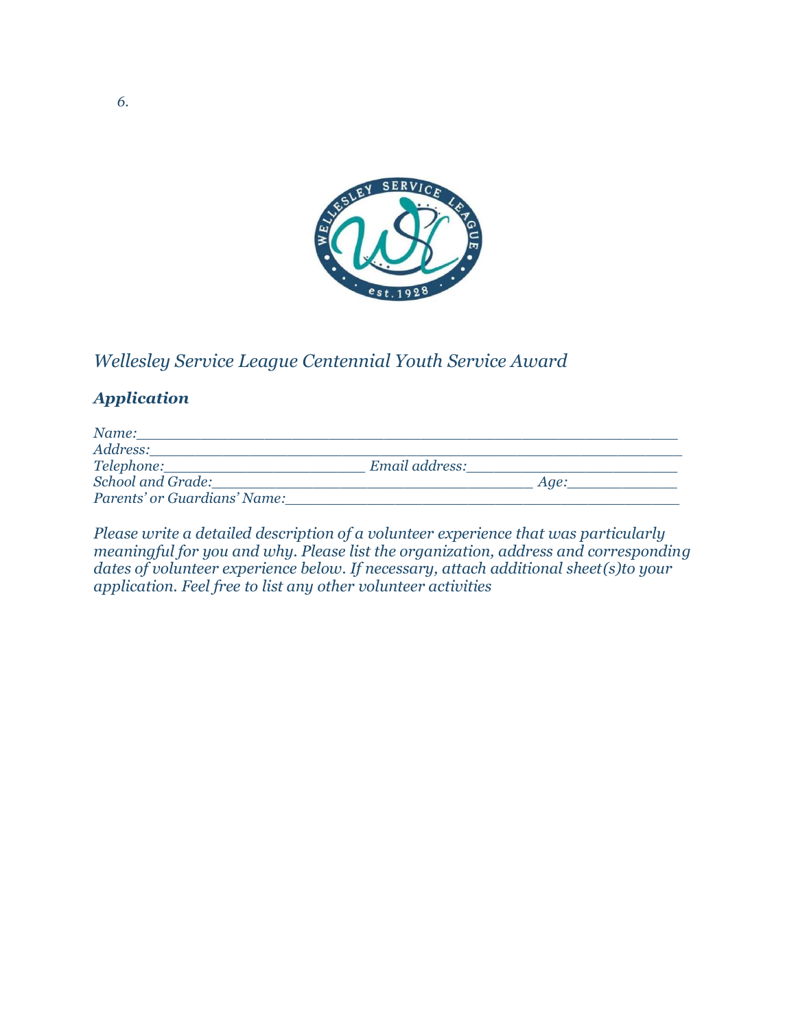6.

*Wellesley Service League Centennial Youth Service Award*

***Application***

*Name:*______________________________________________________

*Address:*____________________________________________________

*Telephone:*______________________ *Email address:*______________________

*School and Grade:*__________________________________ *Age:*____________

*Parents' or Guardians' Name:*__________________________________________

*Please write a detailed description of a volunteer experience that was particularly meaningful for you and why. Please list the organization, address and corresponding dates of volunteer experience below. If necessary, attach additional sheet(s)to your application. Feel free to list any other volunteer activities*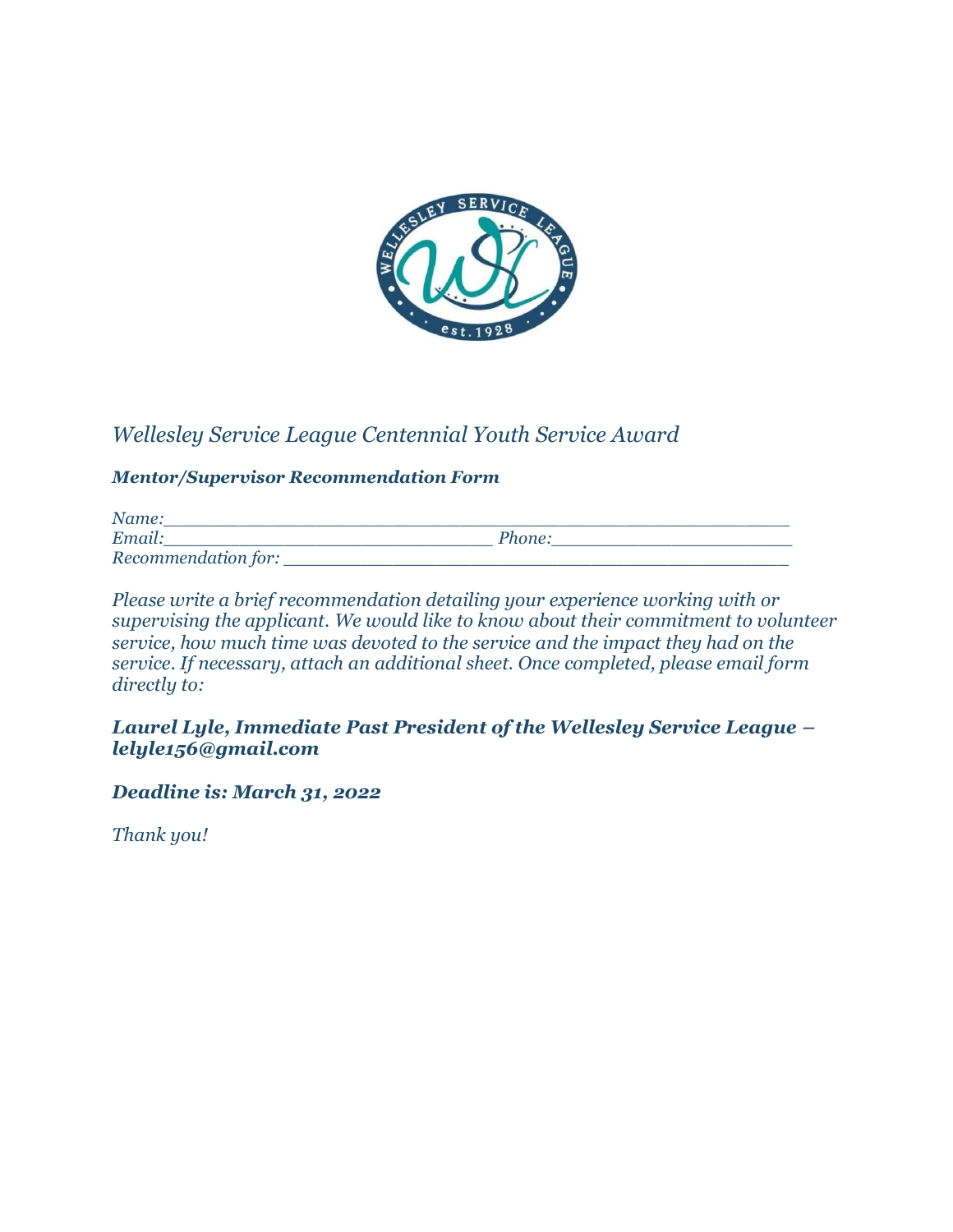# *Wellesley Service League Centennial Youth Service Award*

***Mentor/Supervisor Recommendation Form***

*Name:*_______________________________________________________

*Email:*______________________________ *Phone:*_____________________

*Recommendation for:* ____________________________________________

*Please write a brief recommendation detailing your experience working with or supervising the applicant. We would like to know about their commitment to volunteer service, how much time was devoted to the service and the impact they had on the service. If necessary, attach an additional sheet. Once completed, please email form directly to:*

***Laurel Lyle, Immediate Past President of the Wellesley Service League – lelyle156@gmail.com***

***Deadline is: March 31, 2022***

*Thank you!*